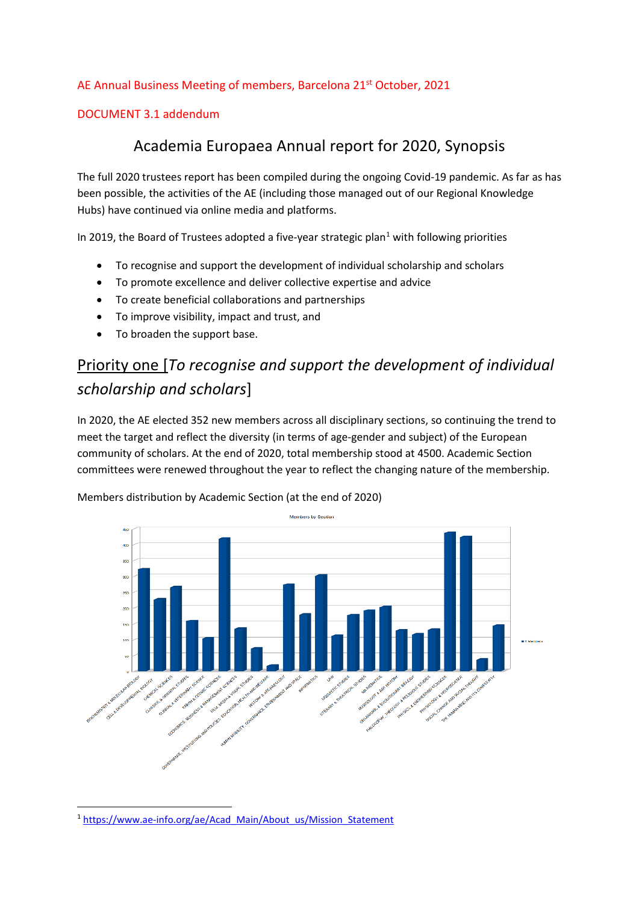AE Annual Business Meeting of members, Barcelona 21st October, 2021

DOCUMENT 3.1 addendum

# Academia Europaea Annual report for 2020, Synopsis

The full 2020 trustees report has been compiled during the ongoing Covid-19 pandemic. As far as has been possible, the activities of the AE (including those managed out of our Regional Knowledge Hubs) have continued via online media and platforms.

In 2019, the Board of Trustees adopted a five-year strategic plan[1] with following priorities

- To recognise and support the development of individual scholarship and scholars
- To promote excellence and deliver collective expertise and advice
- To create beneficial collaborations and partnerships
- To improve visibility, impact and trust, and
- To broaden the support base.

## Priority one [*To recognise and support the development of individual scholarship and scholars*]

In 2020, the AE elected 352 new members across all disciplinary sections, so continuing the trend to meet the target and reflect the diversity (in terms of age-gender and subject) of the European community of scholars. At the end of 2020, total membership stood at 4500. Academic Section committees were renewed throughout the year to reflect the changing nature of the membership.

Members distribution by Academic Section (at the end of 2020)

[1] https://www.ae-info.org/ae/Acad_Main/About_us/Mission_Statement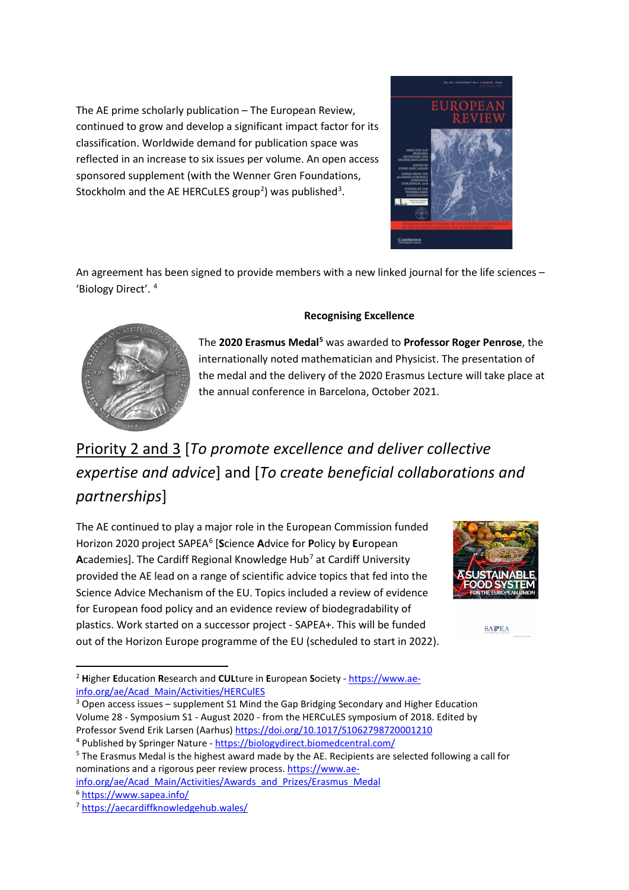The AE prime scholarly publication – The European Review, continued to grow and develop a significant impact factor for its classification. Worldwide demand for publication space was reflected in an increase to six issues per volume. An open access sponsored supplement (with the Wenner Gren Foundations, Stockholm and the AE HERCuLES group[2]) was published[3].

An agreement has been signed to provide members with a new linked journal for the life sciences – 'Biology Direct'. [4]

**Recognising Excellence**

The **2020 Erasmus Medal**[5] was awarded to **Professor Roger Penrose**, the internationally noted mathematician and Physicist. The presentation of the medal and the delivery of the 2020 Erasmus Lecture will take place at the annual conference in Barcelona, October 2021.

## Priority 2 and 3 [*To promote excellence and deliver collective expertise and advice*] and [*To create beneficial collaborations and partnerships*]

The AE continued to play a major role in the European Commission funded Horizon 2020 project SAPEA[6] [**S**cience **A**dvice for **P**olicy by **E**uropean **A**cademies]. The Cardiff Regional Knowledge Hub[7] at Cardiff University provided the AE lead on a range of scientific advice topics that fed into the Science Advice Mechanism of the EU. Topics included a review of evidence for European food policy and an evidence review of biodegradability of plastics. Work started on a successor project - SAPEA+. This will be funded out of the Horizon Europe programme of the EU (scheduled to start in 2022).

---

[2] **H**igher **E**ducation **R**esearch and **CUL**ture in **E**uropean **S**ociety - https://www.ae-info.org/ae/Acad_Main/Activities/HERCulES

[3] Open access issues – supplement S1 Mind the Gap Bridging Secondary and Higher Education Volume 28 - Symposium S1 - August 2020 - from the HERCuLES symposium of 2018. Edited by Professor Svend Erik Larsen (Aarhus) https://doi.org/10.1017/S1062798720001210

[4] Published by Springer Nature - https://biologydirect.biomedcentral.com/

[5] The Erasmus Medal is the highest award made by the AE. Recipients are selected following a call for nominations and a rigorous peer review process. https://www.ae-info.org/ae/Acad_Main/Activities/Awards_and_Prizes/Erasmus_Medal

[6] https://www.sapea.info/

[7] https://aecardiffknowledgehub.wales/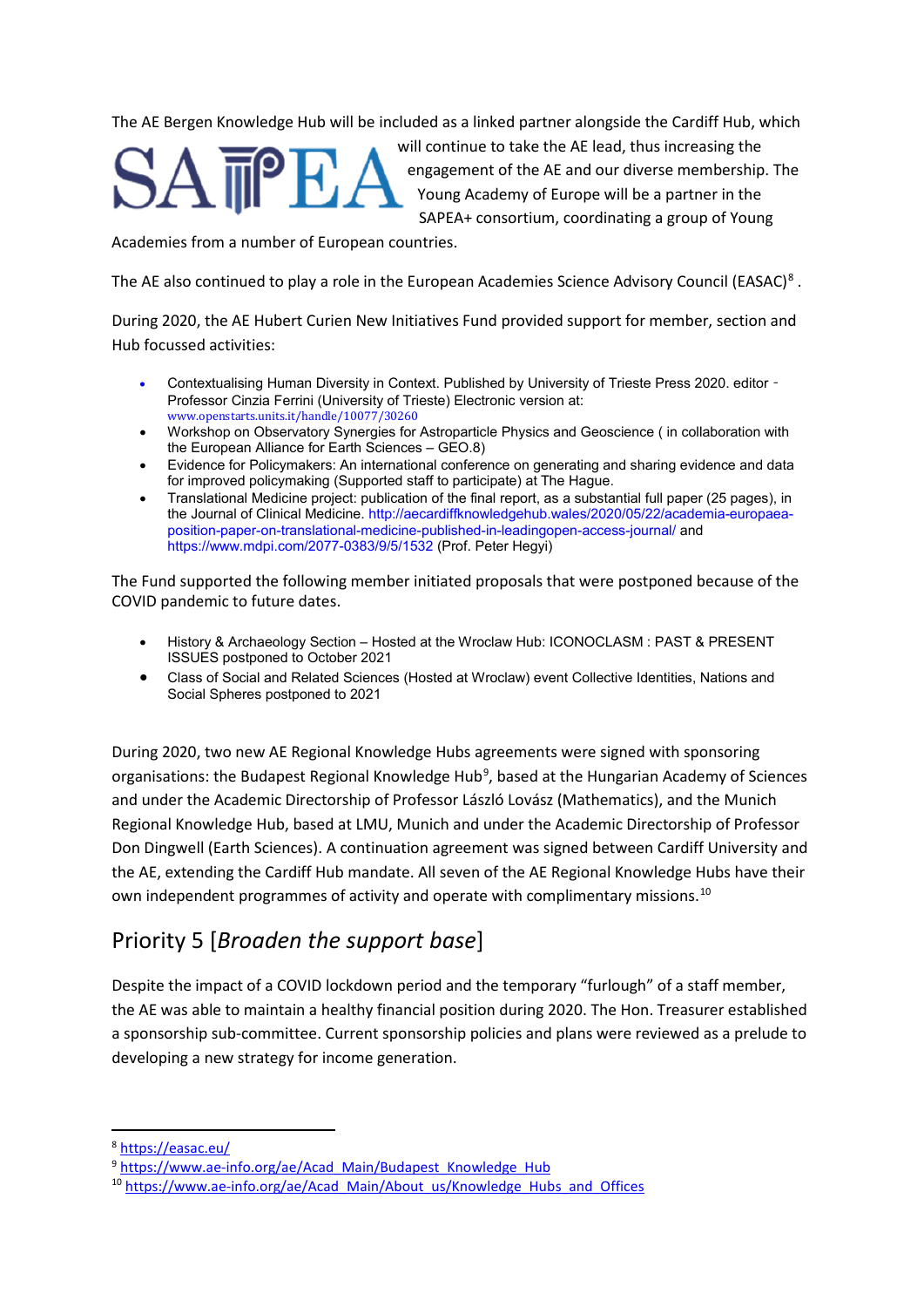The AE Bergen Knowledge Hub will be included as a linked partner alongside the Cardiff Hub, which will continue to take the AE lead, thus increasing the engagement of the AE and our diverse membership. The Young Academy of Europe will be a partner in the SAPEA+ consortium, coordinating a group of Young Academies from a number of European countries.

The AE also continued to play a role in the European Academies Science Advisory Council (EASAC)[8].

During 2020, the AE Hubert Curien New Initiatives Fund provided support for member, section and Hub focussed activities:

- Contextualising Human Diversity in Context. Published by University of Trieste Press 2020. editor - Professor Cinzia Ferrini (University of Trieste) Electronic version at: www.openstarts.units.it/handle/10077/30260
- Workshop on Observatory Synergies for Astroparticle Physics and Geoscience ( in collaboration with the European Alliance for Earth Sciences – GEO.8)
- Evidence for Policymakers: An international conference on generating and sharing evidence and data for improved policymaking (Supported staff to participate) at The Hague.
- Translational Medicine project: publication of the final report, as a substantial full paper (25 pages), in the Journal of Clinical Medicine. http://aecardiffknowledgehub.wales/2020/05/22/academia-europaea-position-paper-on-translational-medicine-published-in-leadingopen-access-journal/ and https://www.mdpi.com/2077-0383/9/5/1532 (Prof. Peter Hegyi)

The Fund supported the following member initiated proposals that were postponed because of the COVID pandemic to future dates.

- History & Archaeology Section – Hosted at the Wroclaw Hub: ICONOCLASM : PAST & PRESENT ISSUES postponed to October 2021
- Class of Social and Related Sciences (Hosted at Wroclaw) event Collective Identities, Nations and Social Spheres postponed to 2021

During 2020, two new AE Regional Knowledge Hubs agreements were signed with sponsoring organisations: the Budapest Regional Knowledge Hub[9], based at the Hungarian Academy of Sciences and under the Academic Directorship of Professor László Lovász (Mathematics), and the Munich Regional Knowledge Hub, based at LMU, Munich and under the Academic Directorship of Professor Don Dingwell (Earth Sciences). A continuation agreement was signed between Cardiff University and the AE, extending the Cardiff Hub mandate. All seven of the AE Regional Knowledge Hubs have their own independent programmes of activity and operate with complimentary missions.[10]

## Priority 5 [*Broaden the support base*]

Despite the impact of a COVID lockdown period and the temporary "furlough" of a staff member, the AE was able to maintain a healthy financial position during 2020. The Hon. Treasurer established a sponsorship sub-committee. Current sponsorship policies and plans were reviewed as a prelude to developing a new strategy for income generation.

---

[8] https://easac.eu/

[9] https://www.ae-info.org/ae/Acad_Main/Budapest_Knowledge_Hub

[10] https://www.ae-info.org/ae/Acad_Main/About_us/Knowledge_Hubs_and_Offices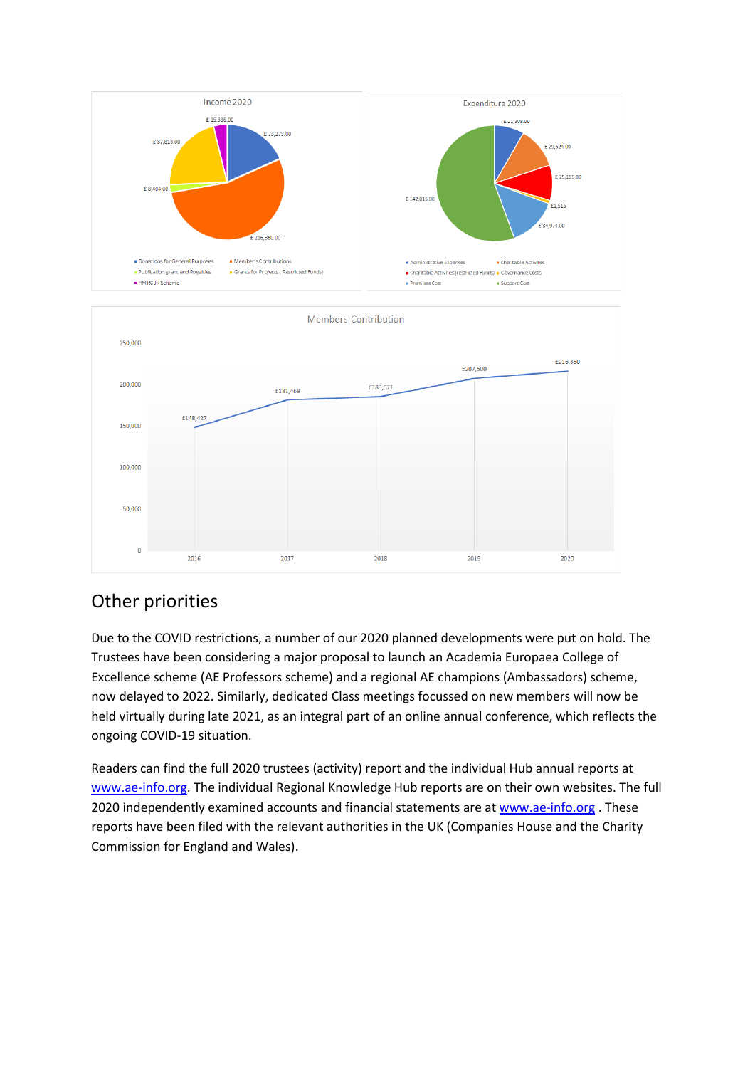Income 2020

£ 15,336.00

£ 73,273.00

£ 87,813.00

£ 8,404.00

£ 216,360.00

Donations for General Purposes
Member's Contributions
Publication grant and Royalties
Grants for Projects | Restricted Funds)
HMRC JR Scheme

Expenditure 2020

£ 21,308.00

£ 29,524.00

£ 25,185.00

£ 142,016.00

£1,515

£ 34,974.00

Administrative Expenses
Charitable Activites
Charitable Activites (restricted Funds)
Governance Costs
Premises Cost
Support Cost

Members Contribution

250,000
200,000
150,000
100,000
50,000
0

£148,427
£181,468
£185,671
£207,500
£216,360

2016
2017
2018
2019
2020

## Other priorities

Due to the COVID restrictions, a number of our 2020 planned developments were put on hold. The Trustees have been considering a major proposal to launch an Academia Europaea College of Excellence scheme (AE Professors scheme) and a regional AE champions (Ambassadors) scheme, now delayed to 2022. Similarly, dedicated Class meetings focussed on new members will now be held virtually during late 2021, as an integral part of an online annual conference, which reflects the ongoing COVID-19 situation.

Readers can find the full 2020 trustees (activity) report and the individual Hub annual reports at www.ae-info.org. The individual Regional Knowledge Hub reports are on their own websites. The full 2020 independently examined accounts and financial statements are at www.ae-info.org . These reports have been filed with the relevant authorities in the UK (Companies House and the Charity Commission for England and Wales).